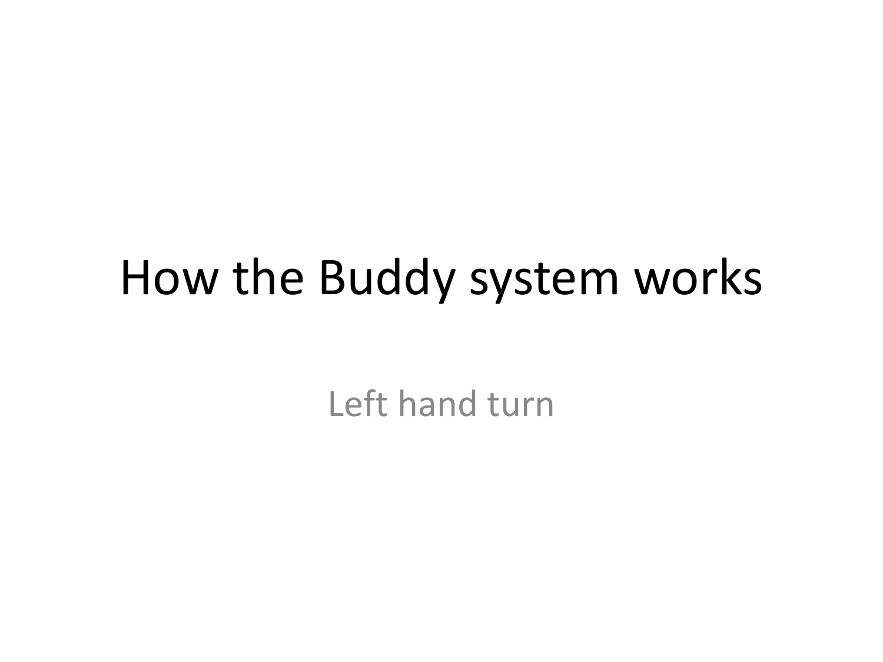# How the Buddy system works

Left hand turn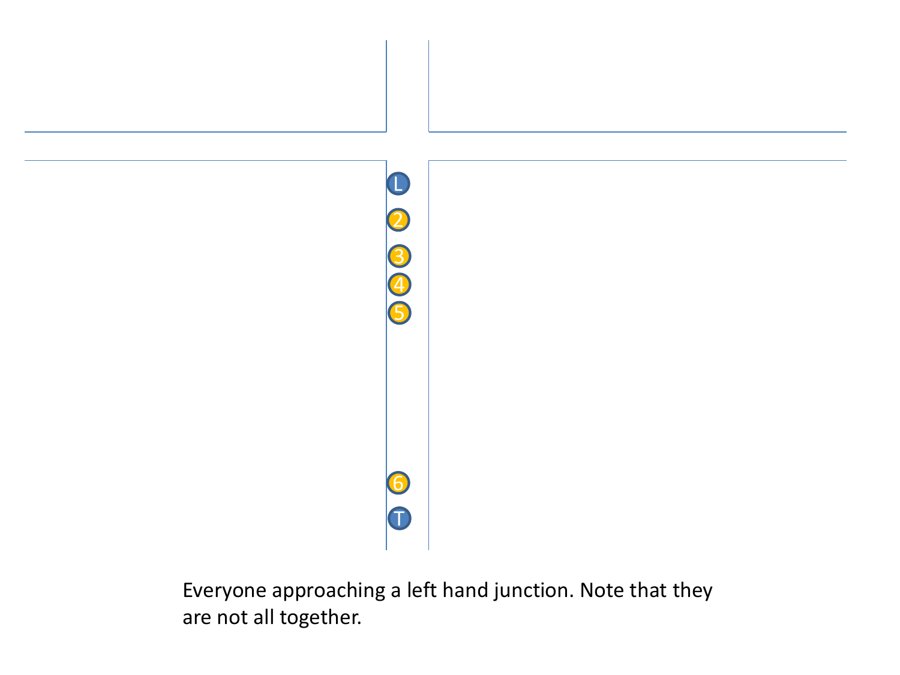Everyone approaching a left hand junction. Note that they are not all together.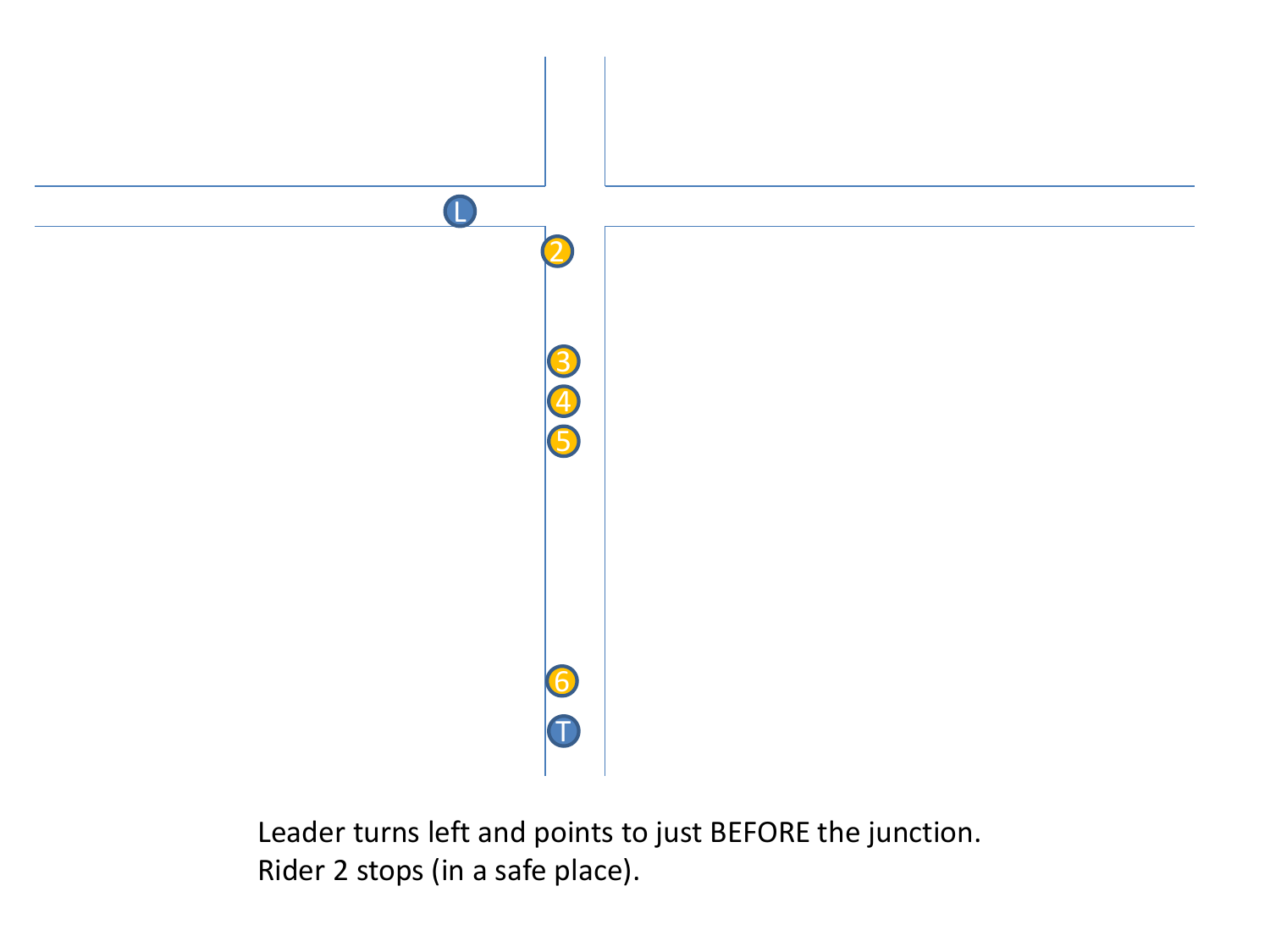Leader turns left and points to just BEFORE the junction.
Rider 2 stops (in a safe place).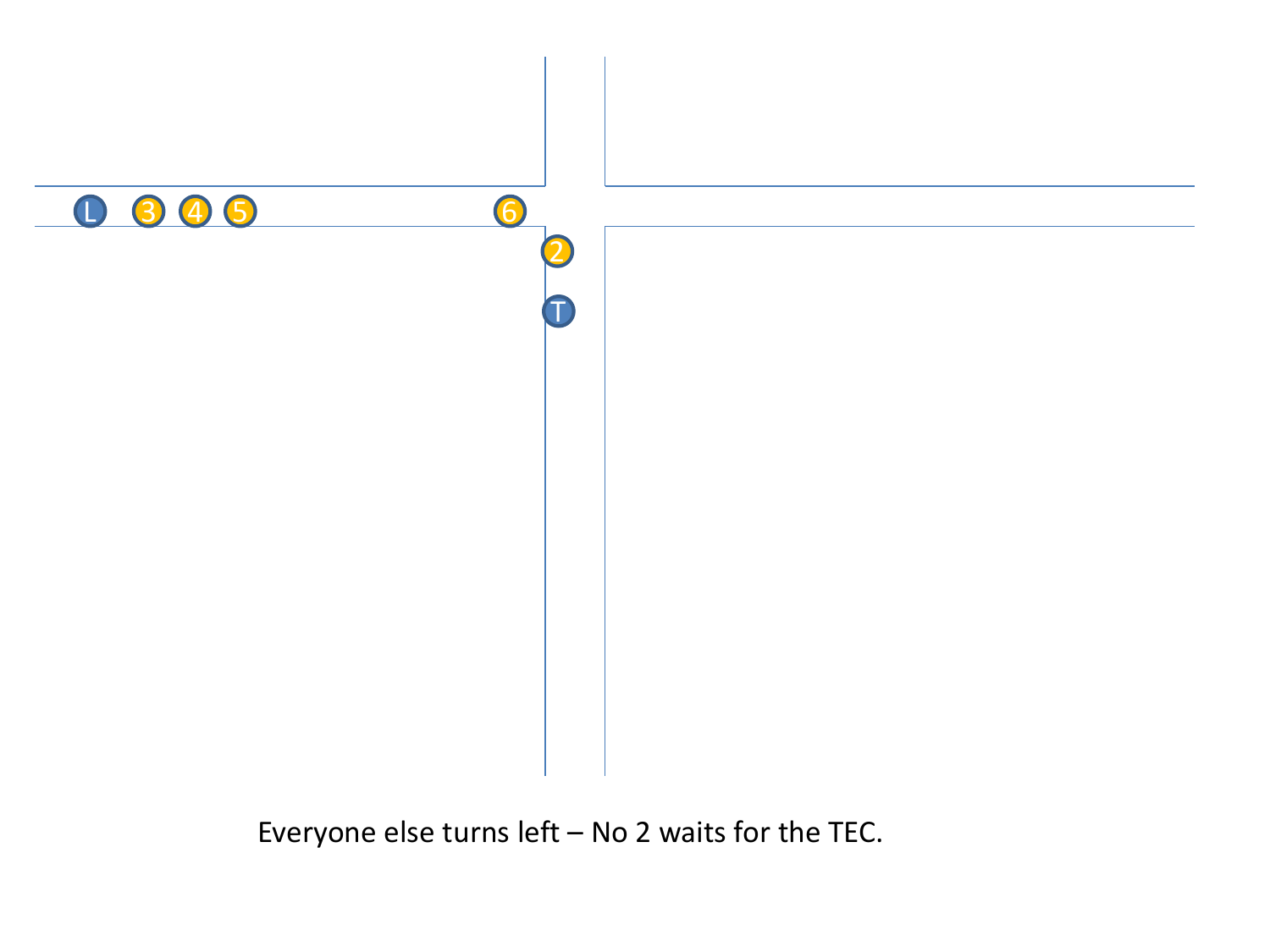Everyone else turns left – No 2 waits for the TEC.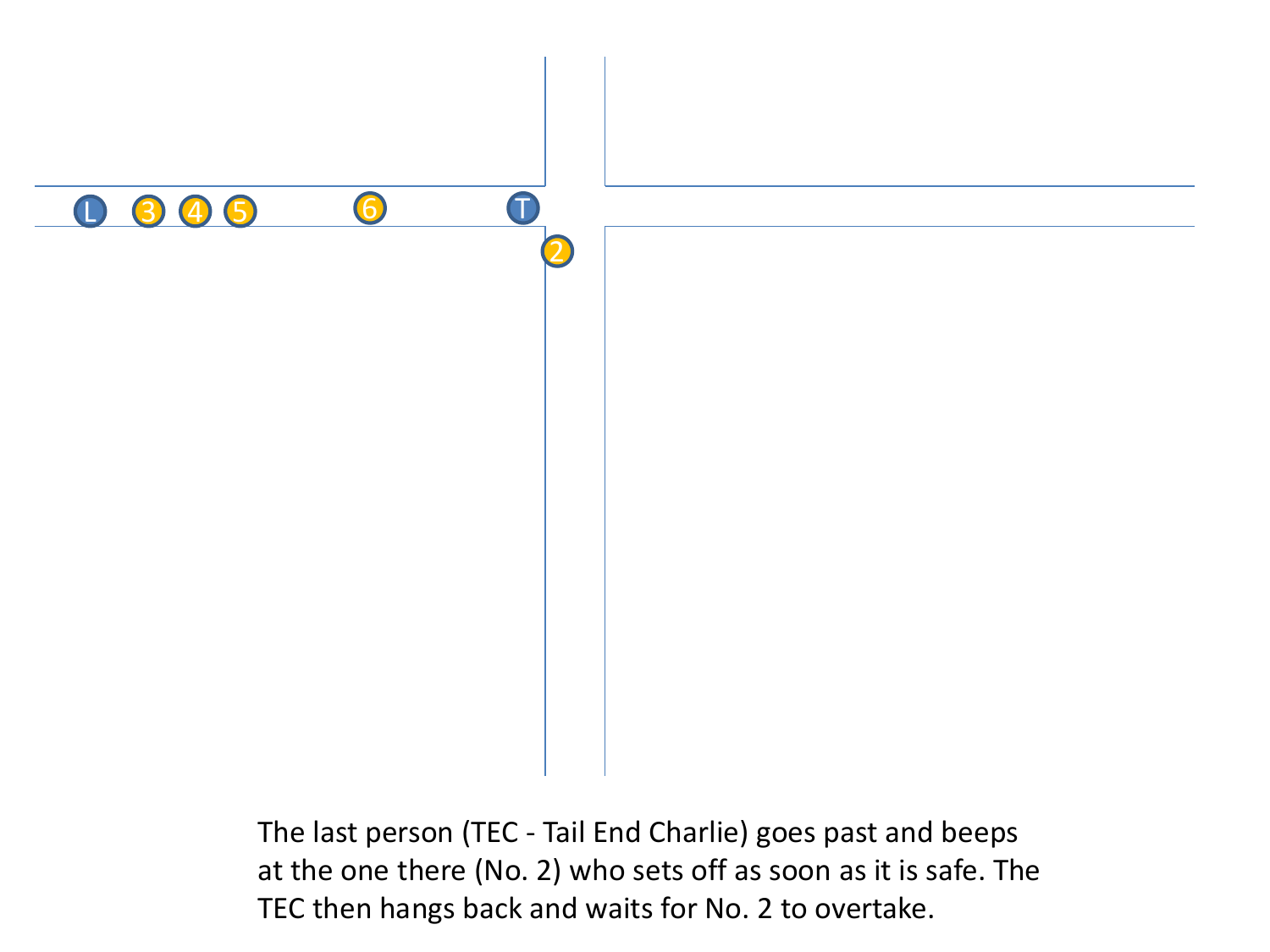The last person (TEC - Tail End Charlie) goes past and beeps at the one there (No. 2) who sets off as soon as it is safe. The TEC then hangs back and waits for No. 2 to overtake.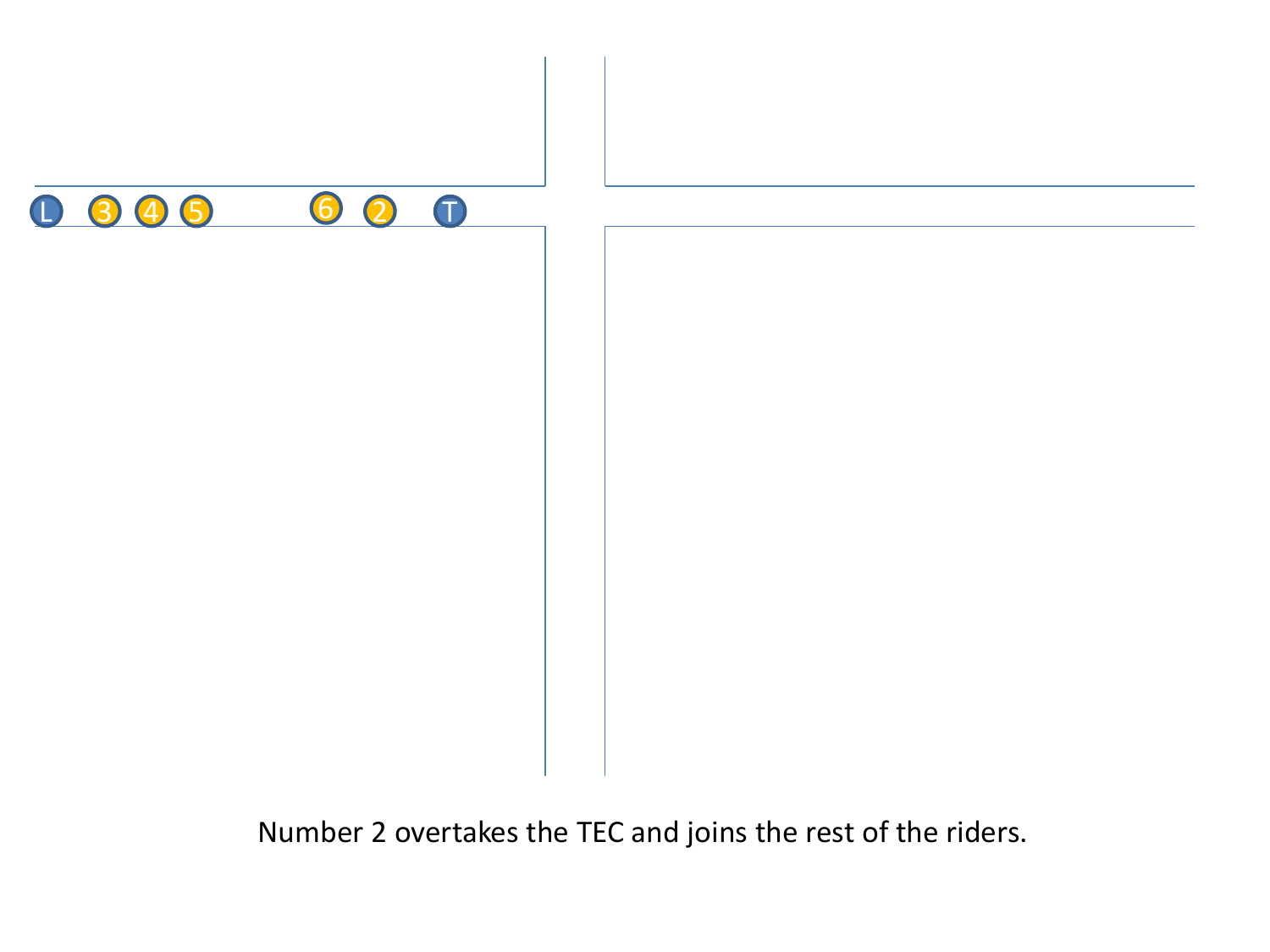Number 2 overtakes the TEC and joins the rest of the riders.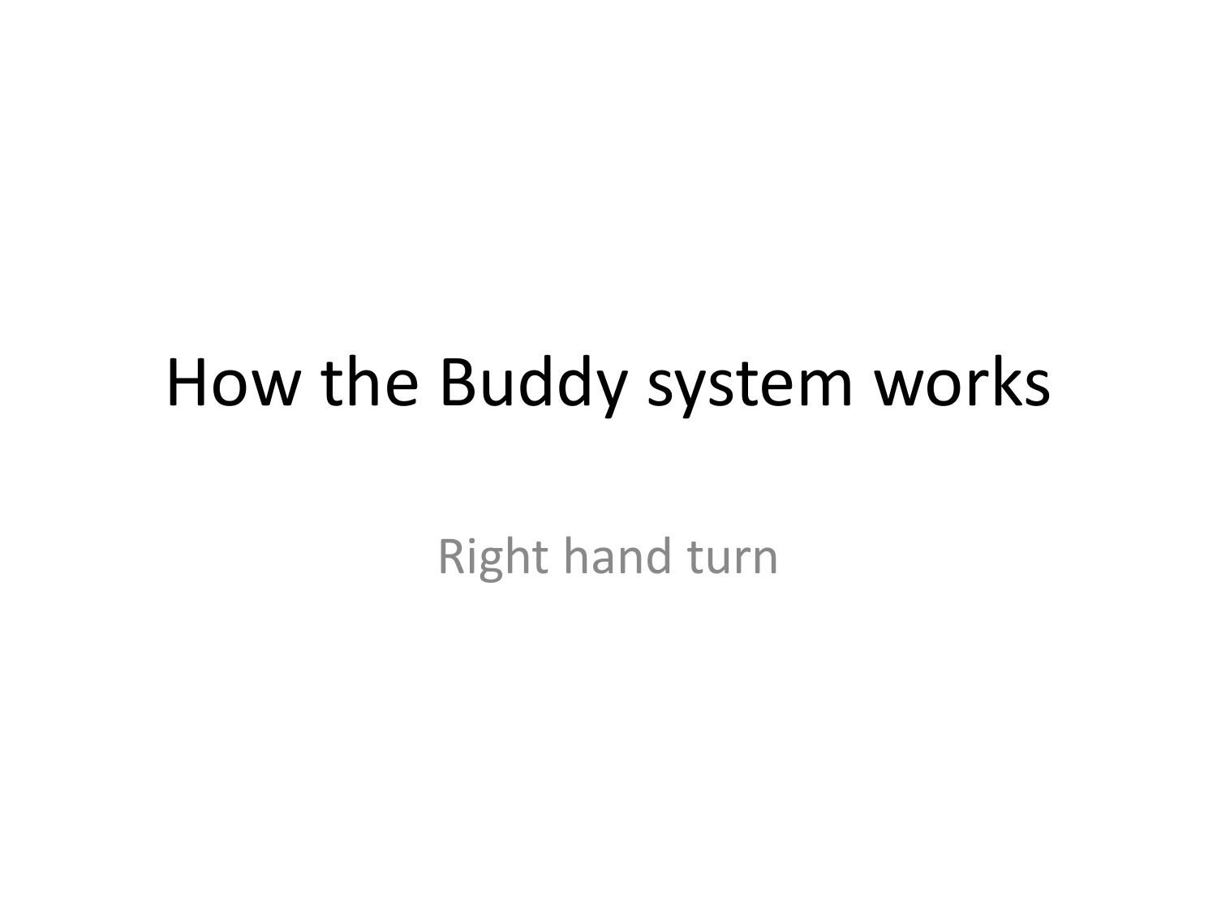# How the Buddy system works

Right hand turn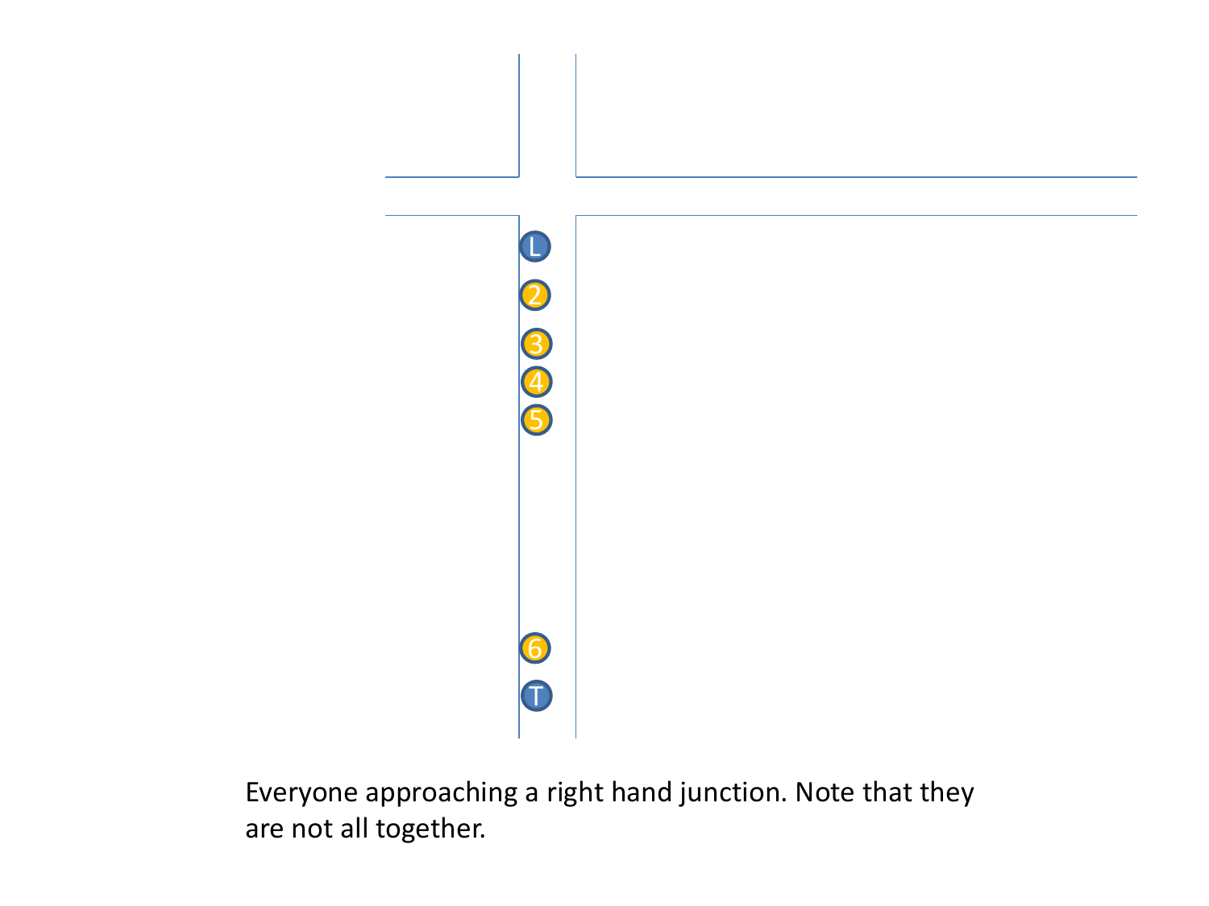Everyone approaching a right hand junction. Note that they are not all together.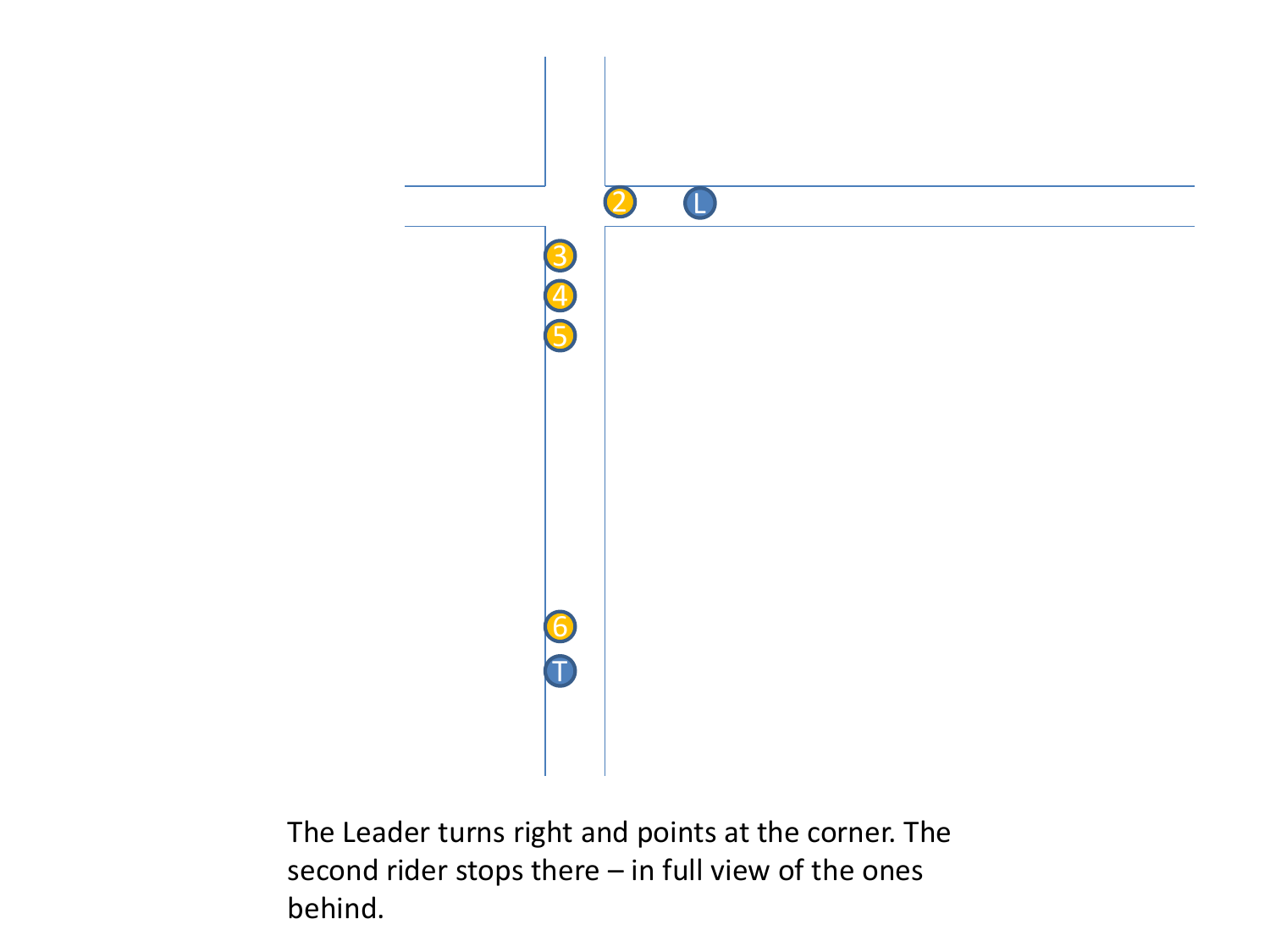The Leader turns right and points at the corner. The second rider stops there – in full view of the ones behind.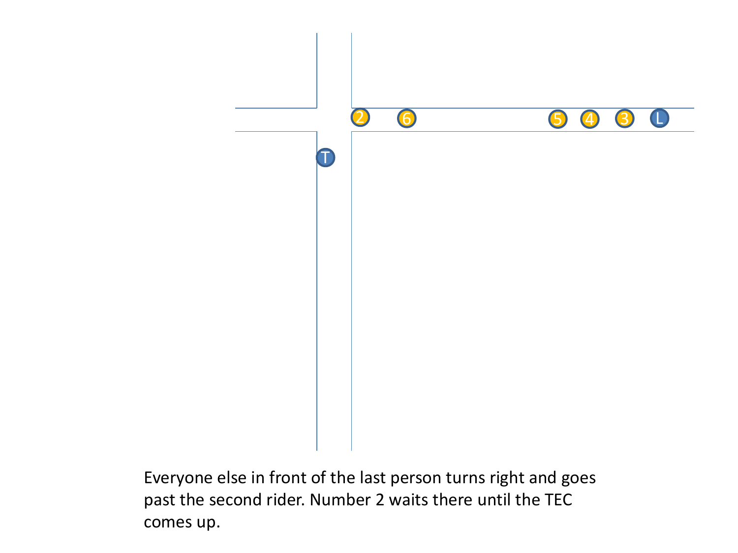Everyone else in front of the last person turns right and goes past the second rider. Number 2 waits there until the TEC comes up.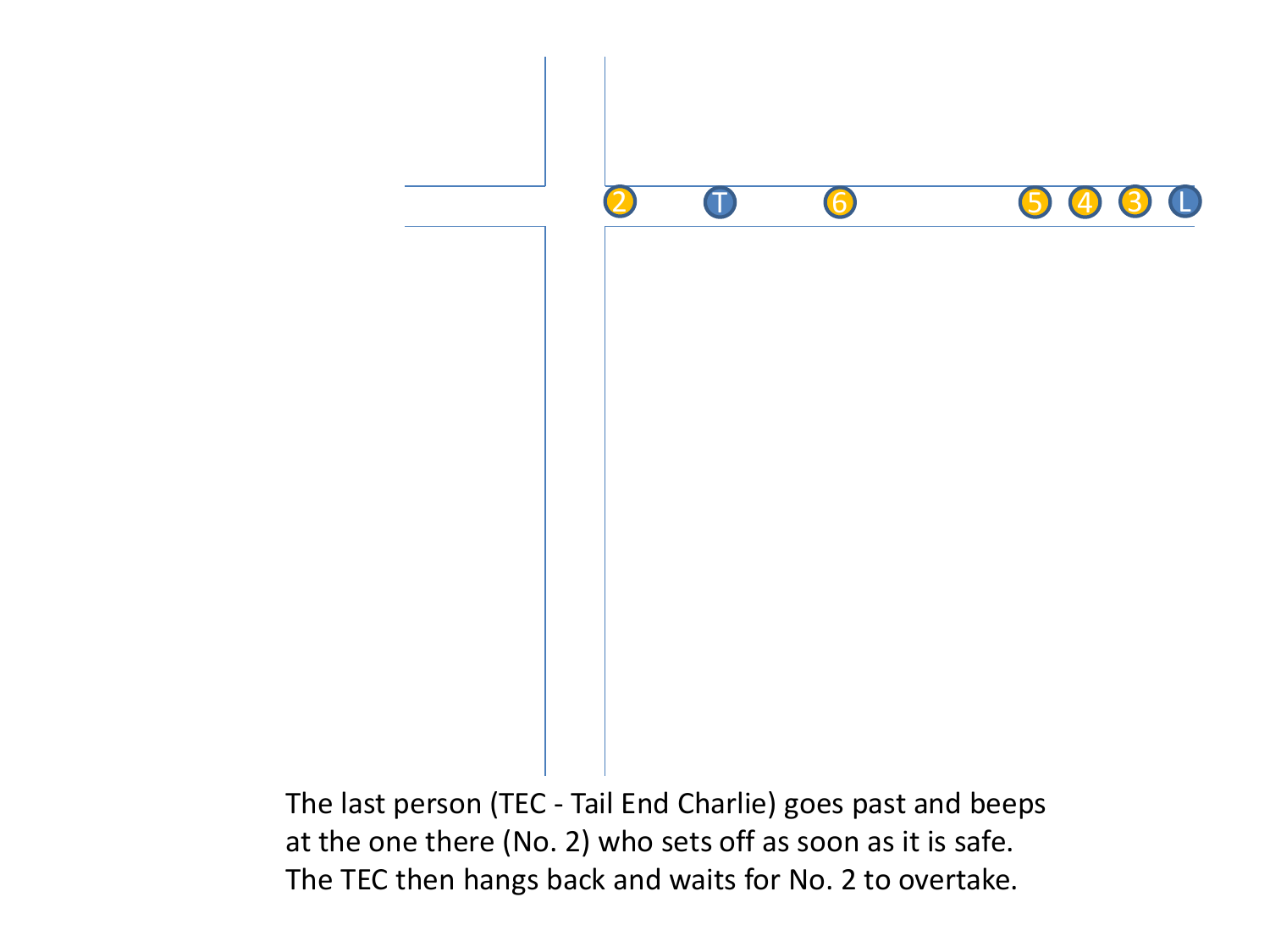The last person (TEC - Tail End Charlie) goes past and beeps at the one there (No. 2) who sets off as soon as it is safe. The TEC then hangs back and waits for No. 2 to overtake.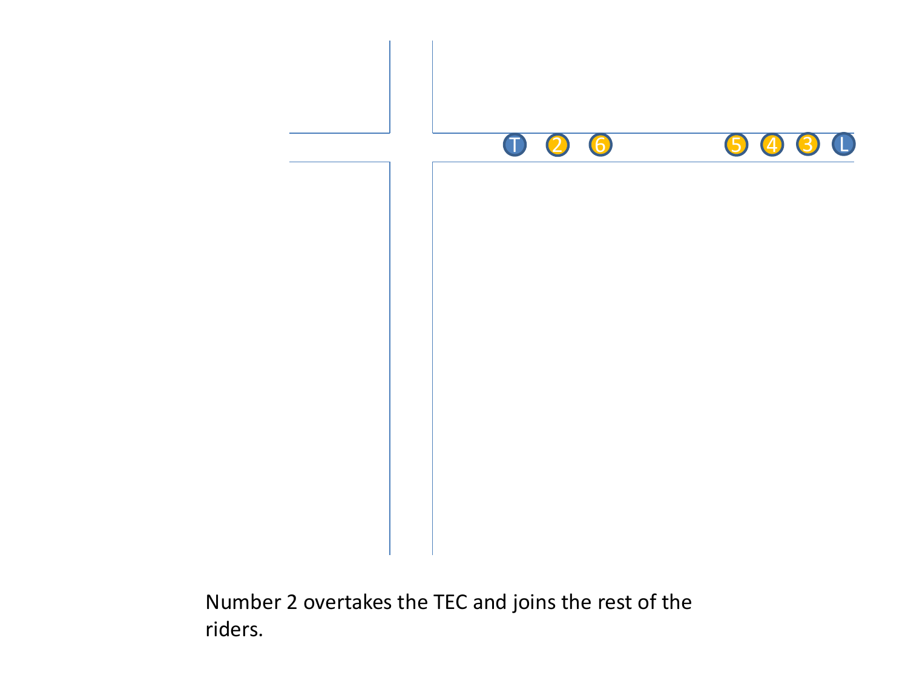T 2 6 5 4 3 L

Number 2 overtakes the TEC and joins the rest of the riders.